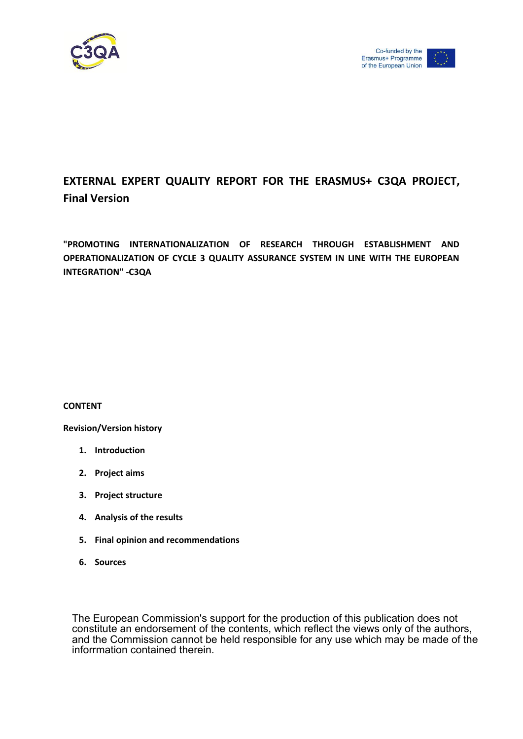C3QA

Co-funded by the Erasmus+ Programme of the European Union

# EXTERNAL EXPERT QUALITY REPORT FOR THE ERASMUS+ C3QA PROJECT, Final Version

**"PROMOTING INTERNATIONALIZATION OF RESEARCH THROUGH ESTABLISHMENT AND OPERATIONALIZATION OF CYCLE 3 QUALITY ASSURANCE SYSTEM IN LINE WITH THE EUROPEAN INTEGRATION" -C3QA**

**CONTENT**

**Revision/Version history**

1. **Introduction**
2. **Project aims**
3. **Project structure**
4. **Analysis of the results**
5. **Final opinion and recommendations**
6. **Sources**

The European Commission's support for the production of this publication does not constitute an endorsement of the contents, which reflect the views only of the authors, and the Commission cannot be held responsible for any use which may be made of the inforrmation contained therein.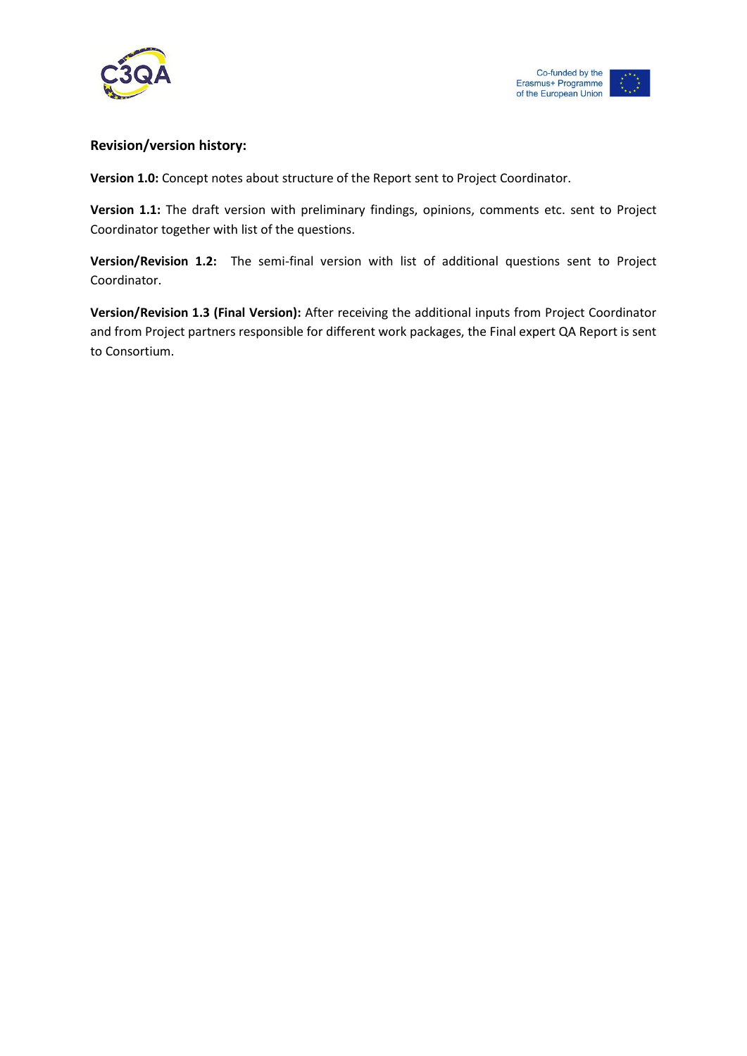**Revision/version history:**

**Version 1.0:** Concept notes about structure of the Report sent to Project Coordinator.

**Version 1.1:** The draft version with preliminary findings, opinions, comments etc. sent to Project Coordinator together with list of the questions.

**Version/Revision 1.2:** The semi-final version with list of additional questions sent to Project Coordinator.

**Version/Revision 1.3 (Final Version):** After receiving the additional inputs from Project Coordinator and from Project partners responsible for different work packages, the Final expert QA Report is sent to Consortium.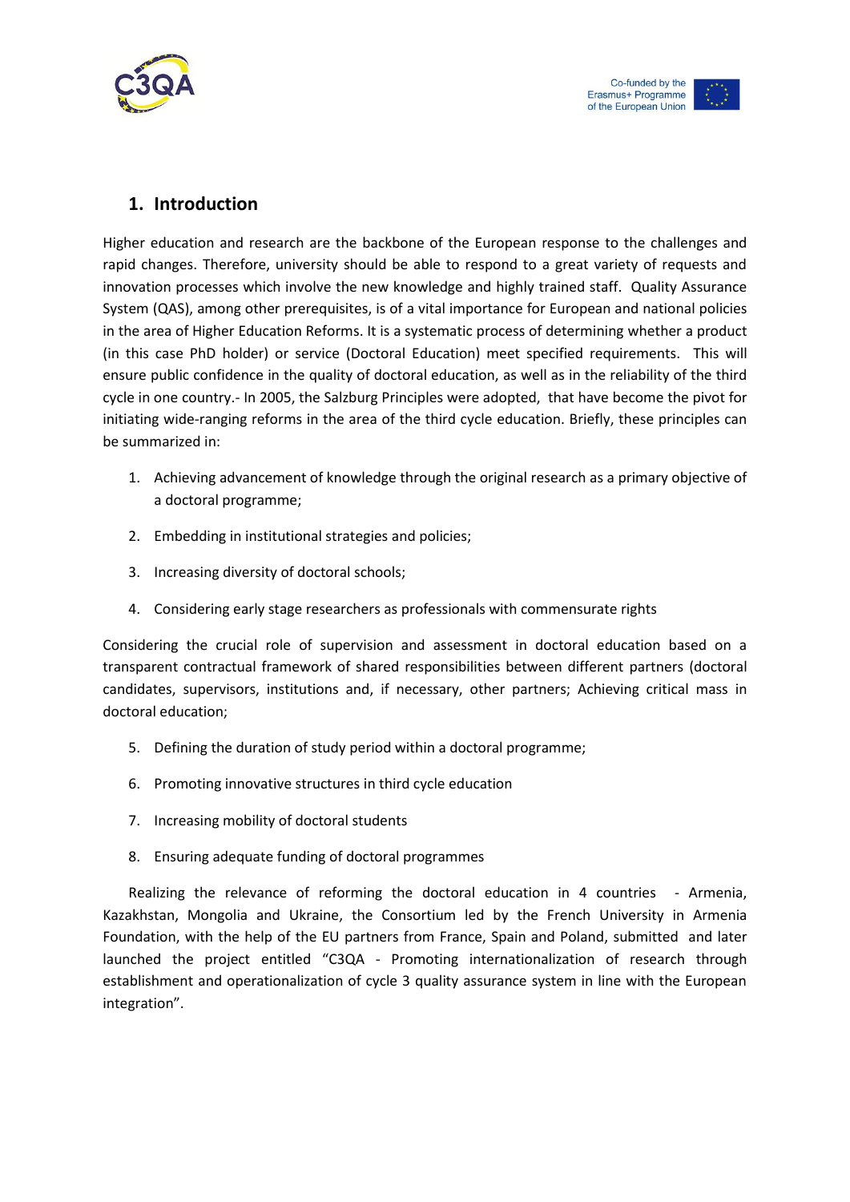## 1. Introduction

Higher education and research are the backbone of the European response to the challenges and rapid changes. Therefore, university should be able to respond to a great variety of requests and innovation processes which involve the new knowledge and highly trained staff. Quality Assurance System (QAS), among other prerequisites, is of a vital importance for European and national policies in the area of Higher Education Reforms. It is a systematic process of determining whether a product (in this case PhD holder) or service (Doctoral Education) meet specified requirements. This will ensure public confidence in the quality of doctoral education, as well as in the reliability of the third cycle in one country.- In 2005, the Salzburg Principles were adopted, that have become the pivot for initiating wide-ranging reforms in the area of the third cycle education. Briefly, these principles can be summarized in:

1. Achieving advancement of knowledge through the original research as a primary objective of a doctoral programme;
2. Embedding in institutional strategies and policies;
3. Increasing diversity of doctoral schools;
4. Considering early stage researchers as professionals with commensurate rights

Considering the crucial role of supervision and assessment in doctoral education based on a transparent contractual framework of shared responsibilities between different partners (doctoral candidates, supervisors, institutions and, if necessary, other partners; Achieving critical mass in doctoral education;

5. Defining the duration of study period within a doctoral programme;
6. Promoting innovative structures in third cycle education
7. Increasing mobility of doctoral students
8. Ensuring adequate funding of doctoral programmes

Realizing the relevance of reforming the doctoral education in 4 countries - Armenia, Kazakhstan, Mongolia and Ukraine, the Consortium led by the French University in Armenia Foundation, with the help of the EU partners from France, Spain and Poland, submitted and later launched the project entitled "C3QA - Promoting internationalization of research through establishment and operationalization of cycle 3 quality assurance system in line with the European integration".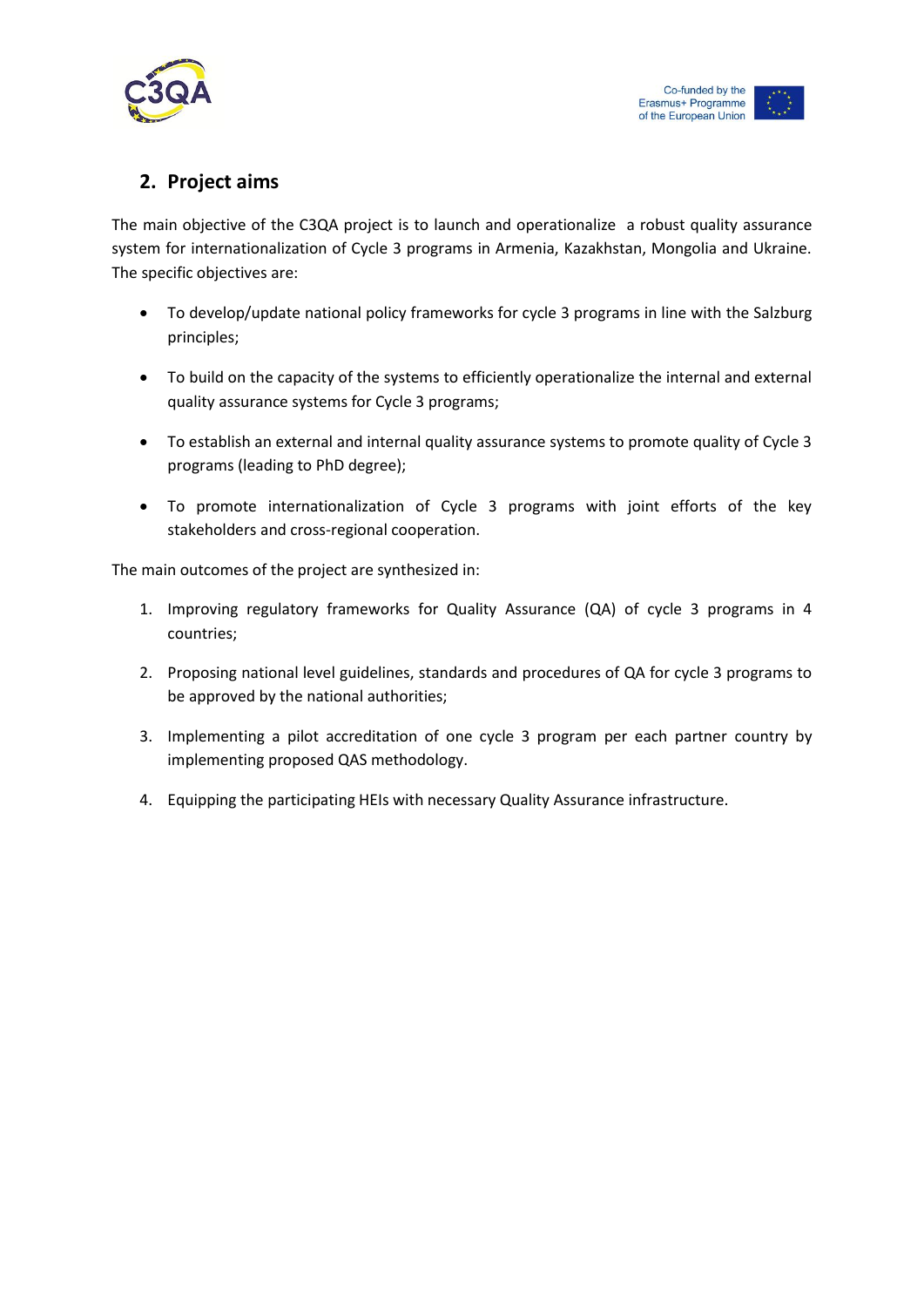## 2. Project aims

The main objective of the C3QA project is to launch and operationalize a robust quality assurance system for internationalization of Cycle 3 programs in Armenia, Kazakhstan, Mongolia and Ukraine. The specific objectives are:

- To develop/update national policy frameworks for cycle 3 programs in line with the Salzburg principles;
- To build on the capacity of the systems to efficiently operationalize the internal and external quality assurance systems for Cycle 3 programs;
- To establish an external and internal quality assurance systems to promote quality of Cycle 3 programs (leading to PhD degree);
- To promote internationalization of Cycle 3 programs with joint efforts of the key stakeholders and cross-regional cooperation.

The main outcomes of the project are synthesized in:

1. Improving regulatory frameworks for Quality Assurance (QA) of cycle 3 programs in 4 countries;
2. Proposing national level guidelines, standards and procedures of QA for cycle 3 programs to be approved by the national authorities;
3. Implementing a pilot accreditation of one cycle 3 program per each partner country by implementing proposed QAS methodology.
4. Equipping the participating HEIs with necessary Quality Assurance infrastructure.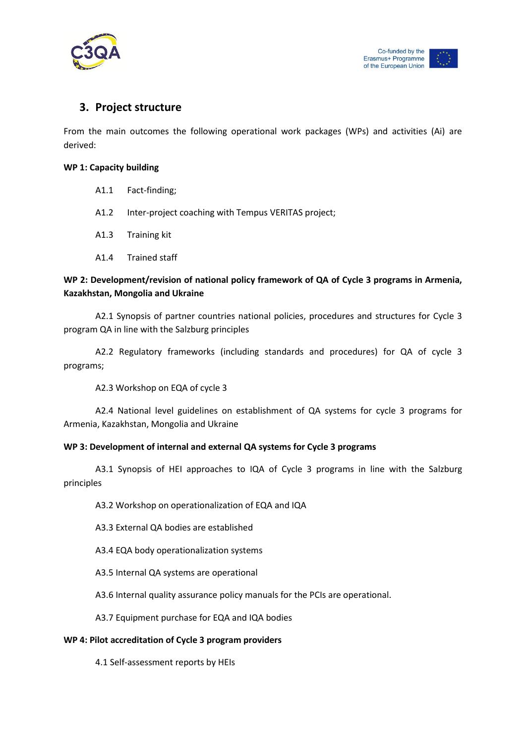## 3. Project structure

From the main outcomes the following operational work packages (WPs) and activities (Ai) are derived:

**WP 1: Capacity building**

A1.1 Fact-finding;

A1.2 Inter-project coaching with Tempus VERITAS project;

A1.3 Training kit

A1.4 Trained staff

**WP 2: Development/revision of national policy framework of QA of Cycle 3 programs in Armenia, Kazakhstan, Mongolia and Ukraine**

A2.1 Synopsis of partner countries national policies, procedures and structures for Cycle 3 program QA in line with the Salzburg principles

A2.2 Regulatory frameworks (including standards and procedures) for QA of cycle 3 programs;

A2.3 Workshop on EQA of cycle 3

A2.4 National level guidelines on establishment of QA systems for cycle 3 programs for Armenia, Kazakhstan, Mongolia and Ukraine

**WP 3: Development of internal and external QA systems for Cycle 3 programs**

A3.1 Synopsis of HEI approaches to IQA of Cycle 3 programs in line with the Salzburg principles

A3.2 Workshop on operationalization of EQA and IQA

A3.3 External QA bodies are established

A3.4 EQA body operationalization systems

A3.5 Internal QA systems are operational

A3.6 Internal quality assurance policy manuals for the PCIs are operational.

A3.7 Equipment purchase for EQA and IQA bodies

**WP 4: Pilot accreditation of Cycle 3 program providers**

4.1 Self-assessment reports by HEIs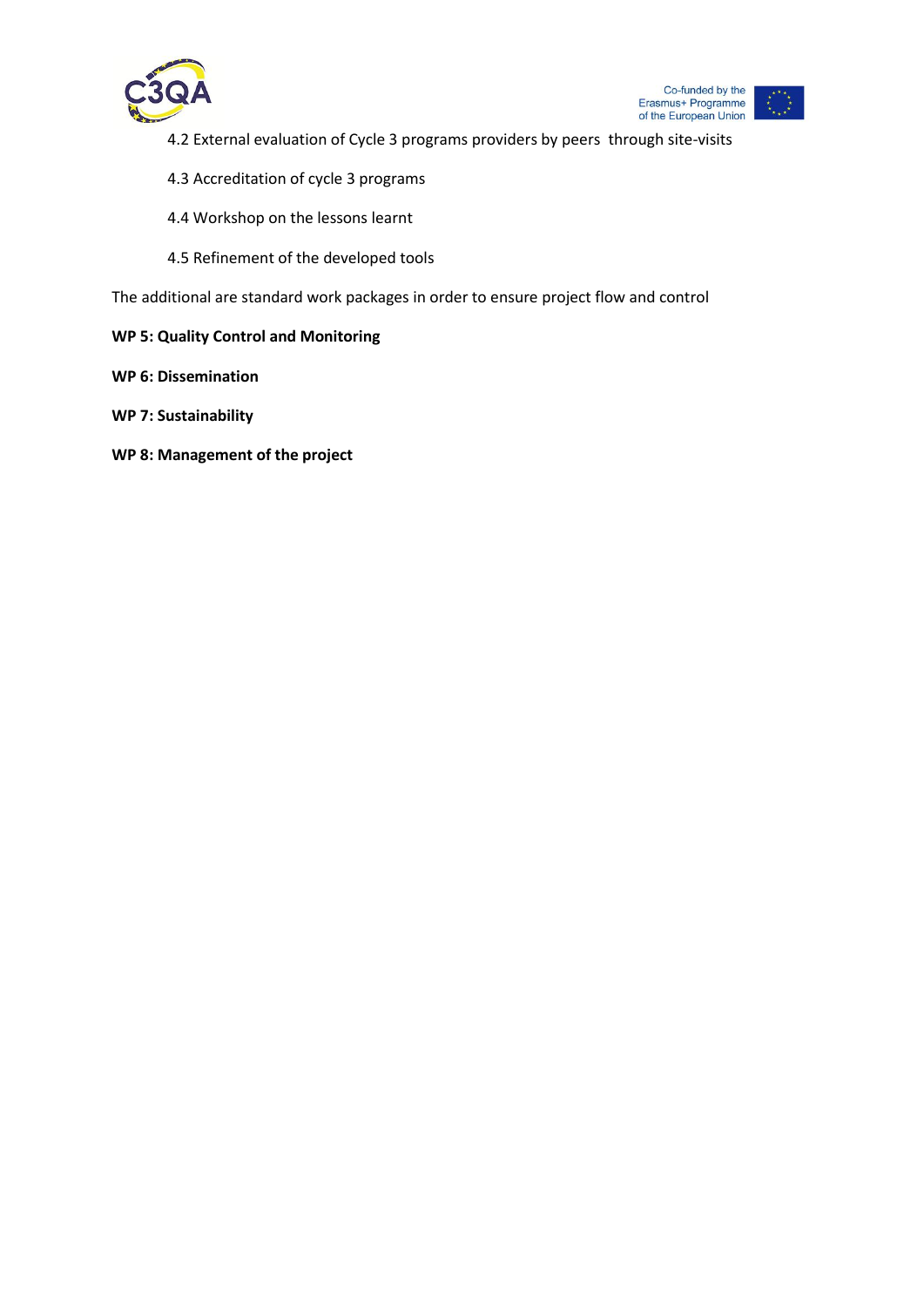4.2 External evaluation of Cycle 3 programs providers by peers  through site-visits

4.3 Accreditation of cycle 3 programs

4.4 Workshop on the lessons learnt

4.5 Refinement of the developed tools

The additional are standard work packages in order to ensure project flow and control

**WP 5: Quality Control and Monitoring**

**WP 6: Dissemination**

**WP 7: Sustainability**

**WP 8: Management of the project**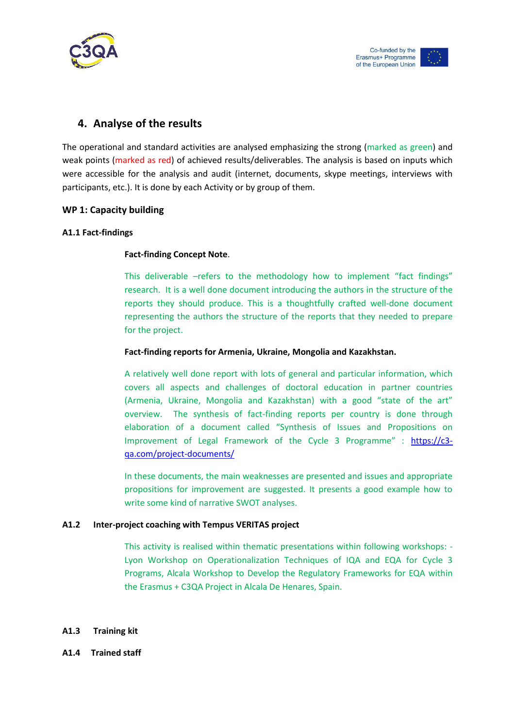## 4. Analyse of the results

The operational and standard activities are analysed emphasizing the strong (marked as green) and weak points (marked as red) of achieved results/deliverables. The analysis is based on inputs which were accessible for the analysis and audit (internet, documents, skype meetings, interviews with participants, etc.). It is done by each Activity or by group of them.

### WP 1: Capacity building

#### A1.1 Fact-findings

**Fact-finding Concept Note**.

This deliverable –refers to the methodology how to implement "fact findings" research. It is a well done document introducing the authors in the structure of the reports they should produce. This is a thoughtfully crafted well-done document representing the authors the structure of the reports that they needed to prepare for the project.

**Fact-finding reports for Armenia, Ukraine, Mongolia and Kazakhstan.**

A relatively well done report with lots of general and particular information, which covers all aspects and challenges of doctoral education in partner countries (Armenia, Ukraine, Mongolia and Kazakhstan) with a good "state of the art" overview. The synthesis of fact-finding reports per country is done through elaboration of a document called "Synthesis of Issues and Propositions on Improvement of Legal Framework of the Cycle 3 Programme" : https://c3-qa.com/project-documents/

In these documents, the main weaknesses are presented and issues and appropriate propositions for improvement are suggested. It presents a good example how to write some kind of narrative SWOT analyses.

#### A1.2 Inter-project coaching with Tempus VERITAS project

This activity is realised within thematic presentations within following workshops: - Lyon Workshop on Operationalization Techniques of IQA and EQA for Cycle 3 Programs, Alcala Workshop to Develop the Regulatory Frameworks for EQA within the Erasmus + C3QA Project in Alcala De Henares, Spain.

#### A1.3 Training kit

#### A1.4 Trained staff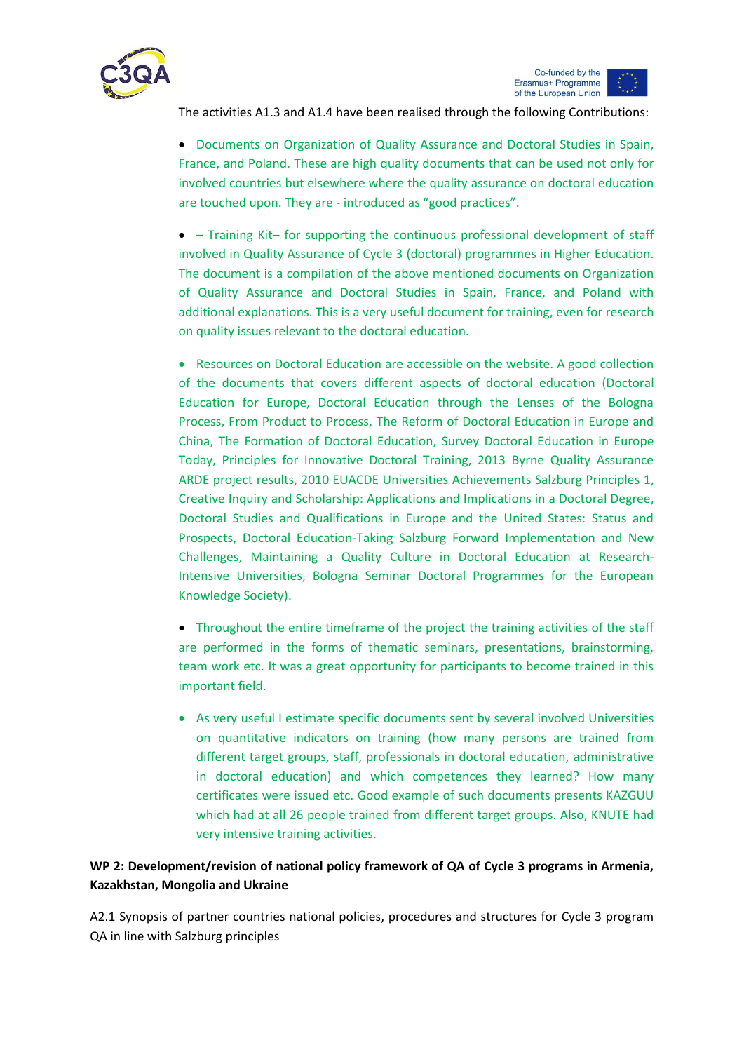The activities A1.3 and A1.4 have been realised through the following Contributions:

- Documents on Organization of Quality Assurance and Doctoral Studies in Spain, France, and Poland. These are high quality documents that can be used not only for involved countries but elsewhere where the quality assurance on doctoral education are touched upon. They are - introduced as "good practices".

- – Training Kit– for supporting the continuous professional development of staff involved in Quality Assurance of Cycle 3 (doctoral) programmes in Higher Education. The document is a compilation of the above mentioned documents on Organization of Quality Assurance and Doctoral Studies in Spain, France, and Poland with additional explanations. This is a very useful document for training, even for research on quality issues relevant to the doctoral education.

- Resources on Doctoral Education are accessible on the website. A good collection of the documents that covers different aspects of doctoral education (Doctoral Education for Europe, Doctoral Education through the Lenses of the Bologna Process, From Product to Process, The Reform of Doctoral Education in Europe and China, The Formation of Doctoral Education, Survey Doctoral Education in Europe Today, Principles for Innovative Doctoral Training, 2013 Byrne Quality Assurance ARDE project results, 2010 EUACDE Universities Achievements Salzburg Principles 1, Creative Inquiry and Scholarship: Applications and Implications in a Doctoral Degree, Doctoral Studies and Qualifications in Europe and the United States: Status and Prospects, Doctoral Education-Taking Salzburg Forward Implementation and New Challenges, Maintaining a Quality Culture in Doctoral Education at Research-Intensive Universities, Bologna Seminar Doctoral Programmes for the European Knowledge Society).

- Throughout the entire timeframe of the project the training activities of the staff are performed in the forms of thematic seminars, presentations, brainstorming, team work etc. It was a great opportunity for participants to become trained in this important field.

- As very useful I estimate specific documents sent by several involved Universities on quantitative indicators on training (how many persons are trained from different target groups, staff, professionals in doctoral education, administrative in doctoral education) and which competences they learned? How many certificates were issued etc. Good example of such documents presents KAZGUU which had at all 26 people trained from different target groups. Also, KNUTE had very intensive training activities.

**WP 2: Development/revision of national policy framework of QA of Cycle 3 programs in Armenia, Kazakhstan, Mongolia and Ukraine**

A2.1 Synopsis of partner countries national policies, procedures and structures for Cycle 3 program QA in line with Salzburg principles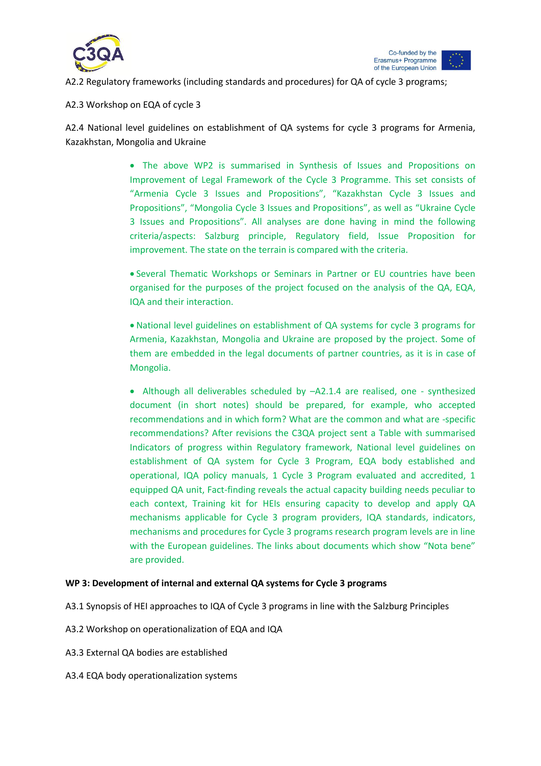A2.2 Regulatory frameworks (including standards and procedures) for QA of cycle 3 programs;

A2.3 Workshop on EQA of cycle 3

A2.4 National level guidelines on establishment of QA systems for cycle 3 programs for Armenia, Kazakhstan, Mongolia and Ukraine

- The above WP2 is summarised in Synthesis of Issues and Propositions on Improvement of Legal Framework of the Cycle 3 Programme. This set consists of "Armenia Cycle 3 Issues and Propositions", "Kazakhstan Cycle 3 Issues and Propositions", "Mongolia Cycle 3 Issues and Propositions", as well as "Ukraine Cycle 3 Issues and Propositions". All analyses are done having in mind the following criteria/aspects: Salzburg principle, Regulatory field, Issue Proposition for improvement. The state on the terrain is compared with the criteria.

- Several Thematic Workshops or Seminars in Partner or EU countries have been organised for the purposes of the project focused on the analysis of the QA, EQA, IQA and their interaction.

- National level guidelines on establishment of QA systems for cycle 3 programs for Armenia, Kazakhstan, Mongolia and Ukraine are proposed by the project. Some of them are embedded in the legal documents of partner countries, as it is in case of Mongolia.

- Although all deliverables scheduled by –A2.1.4 are realised, one - synthesized document (in short notes) should be prepared, for example, who accepted recommendations and in which form? What are the common and what are -specific recommendations? After revisions the C3QA project sent a Table with summarised Indicators of progress within Regulatory framework, National level guidelines on establishment of QA system for Cycle 3 Program, EQA body established and operational, IQA policy manuals, 1 Cycle 3 Program evaluated and accredited, 1 equipped QA unit, Fact-finding reveals the actual capacity building needs peculiar to each context, Training kit for HEIs ensuring capacity to develop and apply QA mechanisms applicable for Cycle 3 program providers, IQA standards, indicators, mechanisms and procedures for Cycle 3 programs research program levels are in line with the European guidelines. The links about documents which show "Nota bene" are provided.

**WP 3: Development of internal and external QA systems for Cycle 3 programs**

A3.1 Synopsis of HEI approaches to IQA of Cycle 3 programs in line with the Salzburg Principles

A3.2 Workshop on operationalization of EQA and IQA

A3.3 External QA bodies are established

A3.4 EQA body operationalization systems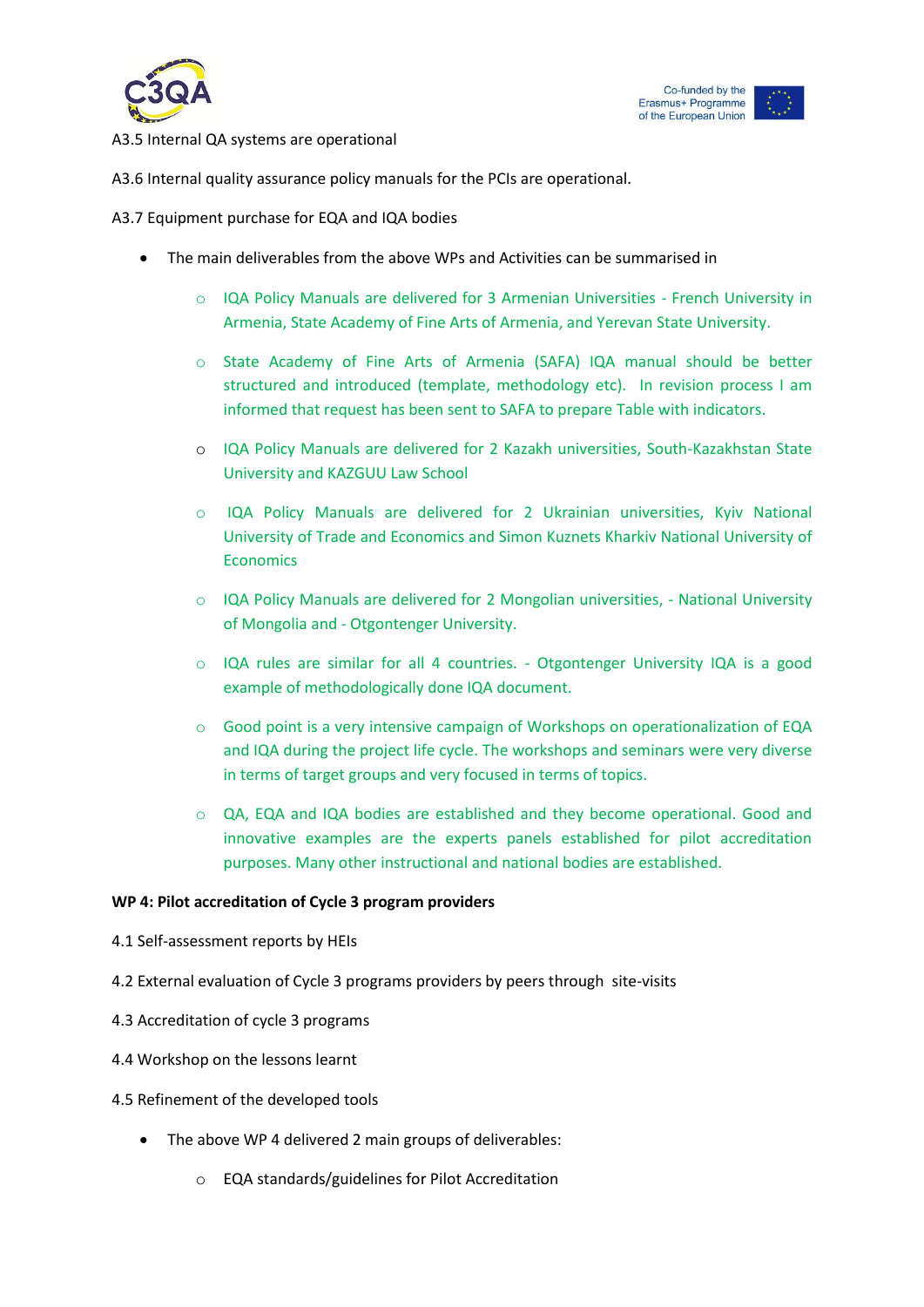A3.5 Internal QA systems are operational

A3.6 Internal quality assurance policy manuals for the PCIs are operational.

A3.7 Equipment purchase for EQA and IQA bodies

- The main deliverables from the above WPs and Activities can be summarised in
  - IQA Policy Manuals are delivered for 3 Armenian Universities - French University in Armenia, State Academy of Fine Arts of Armenia, and Yerevan State University.
  - State Academy of Fine Arts of Armenia (SAFA) IQA manual should be better structured and introduced (template, methodology etc). In revision process I am informed that request has been sent to SAFA to prepare Table with indicators.
  - IQA Policy Manuals are delivered for 2 Kazakh universities, South-Kazakhstan State University and KAZGUU Law School
  - IQA Policy Manuals are delivered for 2 Ukrainian universities, Kyiv National University of Trade and Economics and Simon Kuznets Kharkiv National University of Economics
  - IQA Policy Manuals are delivered for 2 Mongolian universities, - National University of Mongolia and - Otgontenger University.
  - IQA rules are similar for all 4 countries. - Otgontenger University IQA is a good example of methodologically done IQA document.
  - Good point is a very intensive campaign of Workshops on operationalization of EQA and IQA during the project life cycle. The workshops and seminars were very diverse in terms of target groups and very focused in terms of topics.
  - QA, EQA and IQA bodies are established and they become operational. Good and innovative examples are the experts panels established for pilot accreditation purposes. Many other instructional and national bodies are established.

**WP 4: Pilot accreditation of Cycle 3 program providers**

4.1 Self-assessment reports by HEIs

4.2 External evaluation of Cycle 3 programs providers by peers through site-visits

4.3 Accreditation of cycle 3 programs

4.4 Workshop on the lessons learnt

4.5 Refinement of the developed tools

- The above WP 4 delivered 2 main groups of deliverables:
  - EQA standards/guidelines for Pilot Accreditation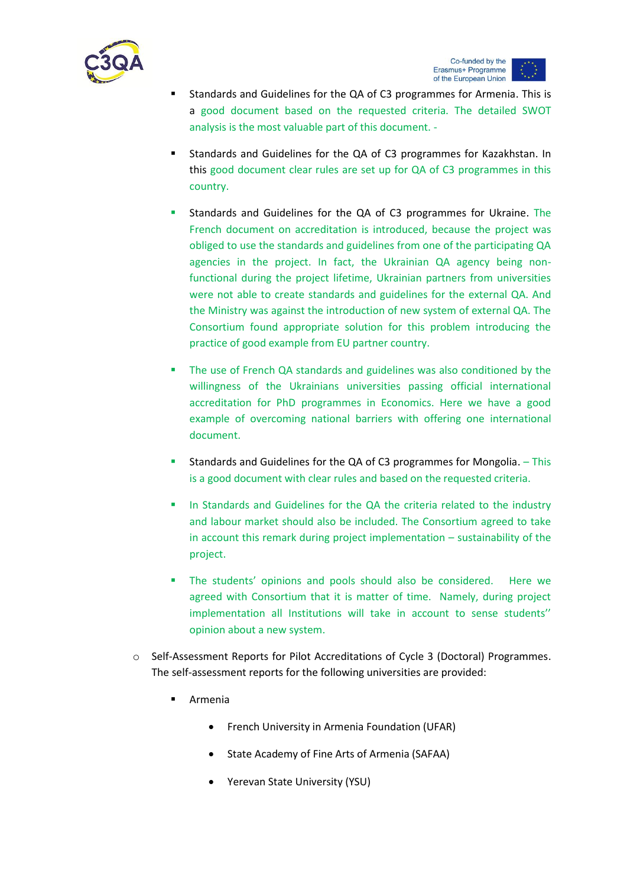- Standards and Guidelines for the QA of C3 programmes for Armenia. This is a good document based on the requested criteria. The detailed SWOT analysis is the most valuable part of this document. -

- Standards and Guidelines for the QA of C3 programmes for Kazakhstan. In this good document clear rules are set up for QA of C3 programmes in this country.

- Standards and Guidelines for the QA of C3 programmes for Ukraine. The French document on accreditation is introduced, because the project was obliged to use the standards and guidelines from one of the participating QA agencies in the project. In fact, the Ukrainian QA agency being non-functional during the project lifetime, Ukrainian partners from universities were not able to create standards and guidelines for the external QA. And the Ministry was against the introduction of new system of external QA. The Consortium found appropriate solution for this problem introducing the practice of good example from EU partner country.

- The use of French QA standards and guidelines was also conditioned by the willingness of the Ukrainians universities passing official international accreditation for PhD programmes in Economics. Here we have a good example of overcoming national barriers with offering one international document.

- Standards and Guidelines for the QA of C3 programmes for Mongolia. – This is a good document with clear rules and based on the requested criteria.

- In Standards and Guidelines for the QA the criteria related to the industry and labour market should also be included. The Consortium agreed to take in account this remark during project implementation – sustainability of the project.

- The students' opinions and pools should also be considered. Here we agreed with Consortium that it is matter of time. Namely, during project implementation all Institutions will take in account to sense students'' opinion about a new system.

- Self-Assessment Reports for Pilot Accreditations of Cycle 3 (Doctoral) Programmes. The self-assessment reports for the following universities are provided:

  - Armenia

    - French University in Armenia Foundation (UFAR)
    - State Academy of Fine Arts of Armenia (SAFAA)
    - Yerevan State University (YSU)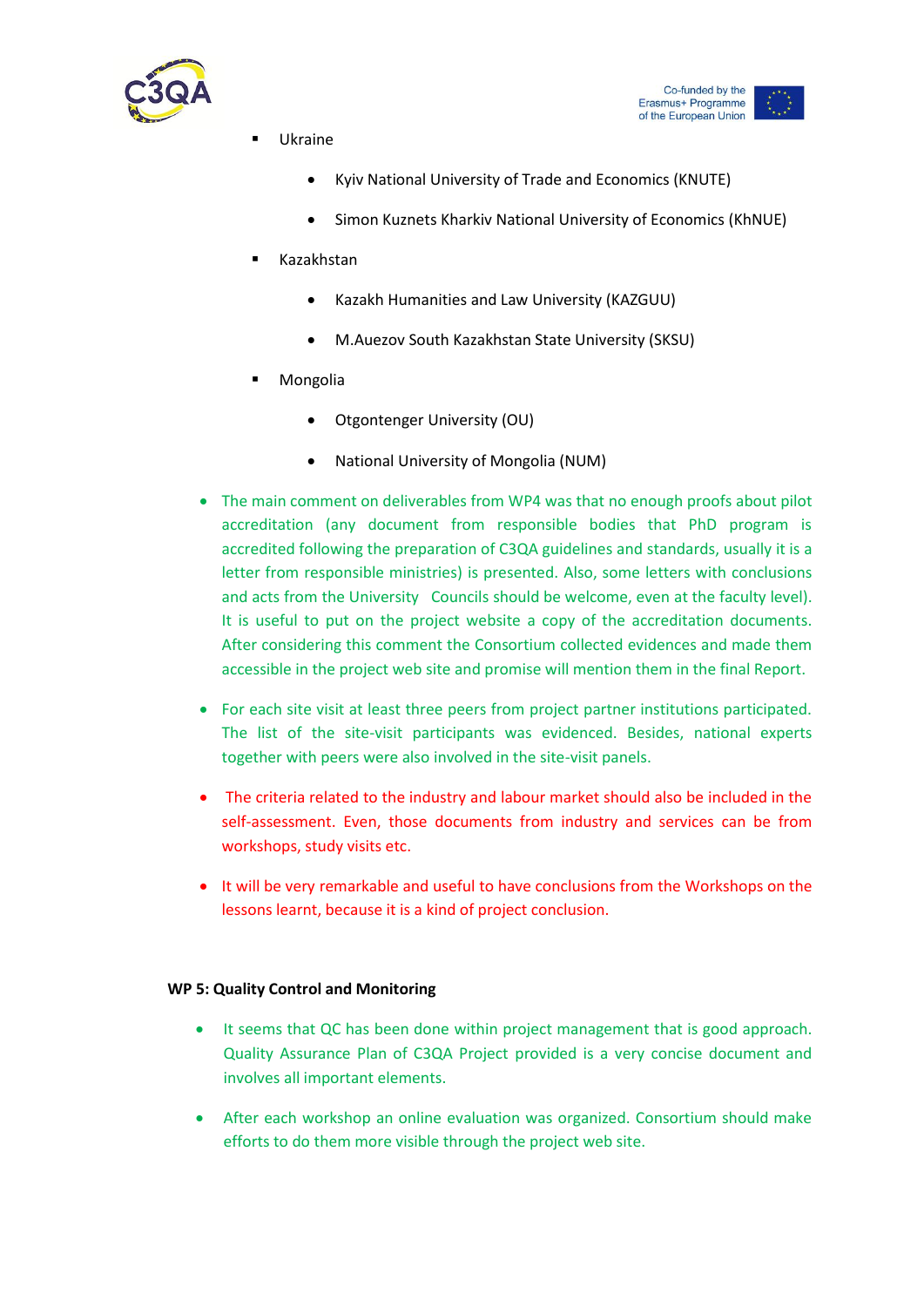- Ukraine
    - Kyiv National University of Trade and Economics (KNUTE)
    - Simon Kuznets Kharkiv National University of Economics (KhNUE)
- Kazakhstan
    - Kazakh Humanities and Law University (KAZGUU)
    - M.Auezov South Kazakhstan State University (SKSU)
- Mongolia
    - Otgontenger University (OU)
    - National University of Mongolia (NUM)

- The main comment on deliverables from WP4 was that no enough proofs about pilot accreditation (any document from responsible bodies that PhD program is accredited following the preparation of C3QA guidelines and standards, usually it is a letter from responsible ministries) is presented. Also, some letters with conclusions and acts from the University Councils should be welcome, even at the faculty level). It is useful to put on the project website a copy of the accreditation documents. After considering this comment the Consortium collected evidences and made them accessible in the project web site and promise will mention them in the final Report.
- For each site visit at least three peers from project partner institutions participated. The list of the site-visit participants was evidenced. Besides, national experts together with peers were also involved in the site-visit panels.
- The criteria related to the industry and labour market should also be included in the self-assessment. Even, those documents from industry and services can be from workshops, study visits etc.
- It will be very remarkable and useful to have conclusions from the Workshops on the lessons learnt, because it is a kind of project conclusion.

**WP 5: Quality Control and Monitoring**

- It seems that QC has been done within project management that is good approach. Quality Assurance Plan of C3QA Project provided is a very concise document and involves all important elements.
- After each workshop an online evaluation was organized. Consortium should make efforts to do them more visible through the project web site.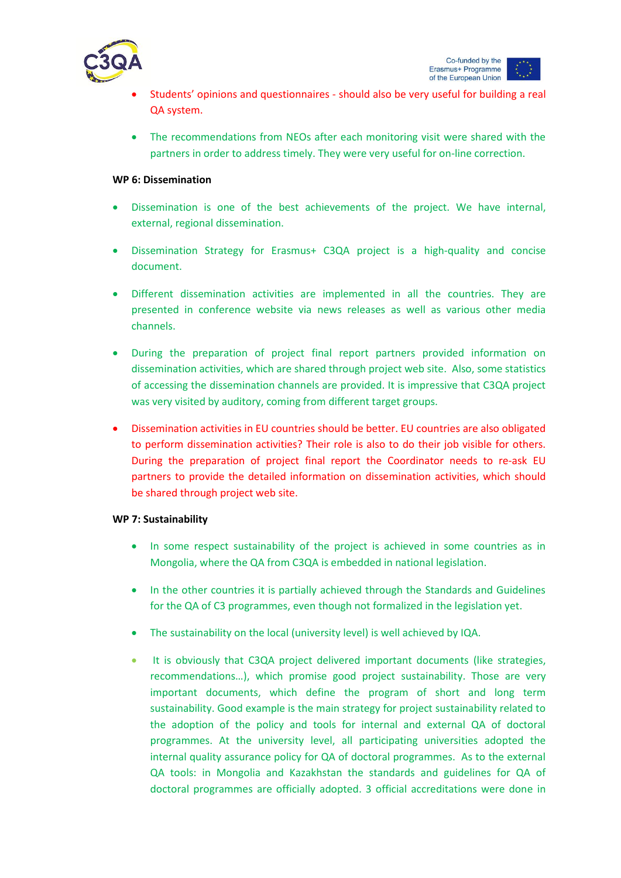- Students' opinions and questionnaires - should also be very useful for building a real QA system.
- The recommendations from NEOs after each monitoring visit were shared with the partners in order to address timely. They were very useful for on-line correction.

**WP 6: Dissemination**

- Dissemination is one of the best achievements of the project. We have internal, external, regional dissemination.
- Dissemination Strategy for Erasmus+ C3QA project is a high-quality and concise document.
- Different dissemination activities are implemented in all the countries. They are presented in conference website via news releases as well as various other media channels.
- During the preparation of project final report partners provided information on dissemination activities, which are shared through project web site. Also, some statistics of accessing the dissemination channels are provided. It is impressive that C3QA project was very visited by auditory, coming from different target groups.
- Dissemination activities in EU countries should be better. EU countries are also obligated to perform dissemination activities? Their role is also to do their job visible for others. During the preparation of project final report the Coordinator needs to re-ask EU partners to provide the detailed information on dissemination activities, which should be shared through project web site.

**WP 7: Sustainability**

- In some respect sustainability of the project is achieved in some countries as in Mongolia, where the QA from C3QA is embedded in national legislation.
- In the other countries it is partially achieved through the Standards and Guidelines for the QA of C3 programmes, even though not formalized in the legislation yet.
- The sustainability on the local (university level) is well achieved by IQA.
- It is obviously that C3QA project delivered important documents (like strategies, recommendations…), which promise good project sustainability. Those are very important documents, which define the program of short and long term sustainability. Good example is the main strategy for project sustainability related to the adoption of the policy and tools for internal and external QA of doctoral programmes. At the university level, all participating universities adopted the internal quality assurance policy for QA of doctoral programmes. As to the external QA tools: in Mongolia and Kazakhstan the standards and guidelines for QA of doctoral programmes are officially adopted. 3 official accreditations were done in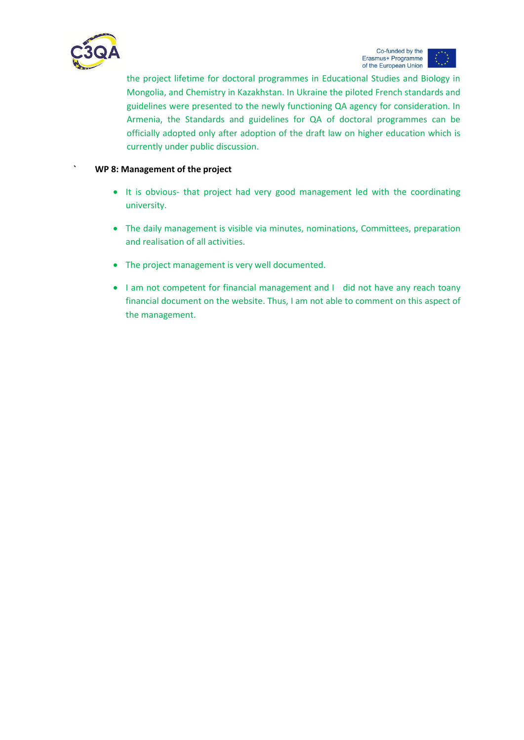the project lifetime for doctoral programmes in Educational Studies and Biology in Mongolia, and Chemistry in Kazakhstan. In Ukraine the piloted French standards and guidelines were presented to the newly functioning QA agency for consideration. In Armenia, the Standards and guidelines for QA of doctoral programmes can be officially adopted only after adoption of the draft law on higher education which is currently under public discussion.

` **WP 8: Management of the project**

- It is obvious- that project had very good management led with the coordinating university.
- The daily management is visible via minutes, nominations, Committees, preparation and realisation of all activities.
- The project management is very well documented.
- I am not competent for financial management and I did not have any reach toany financial document on the website. Thus, I am not able to comment on this aspect of the management.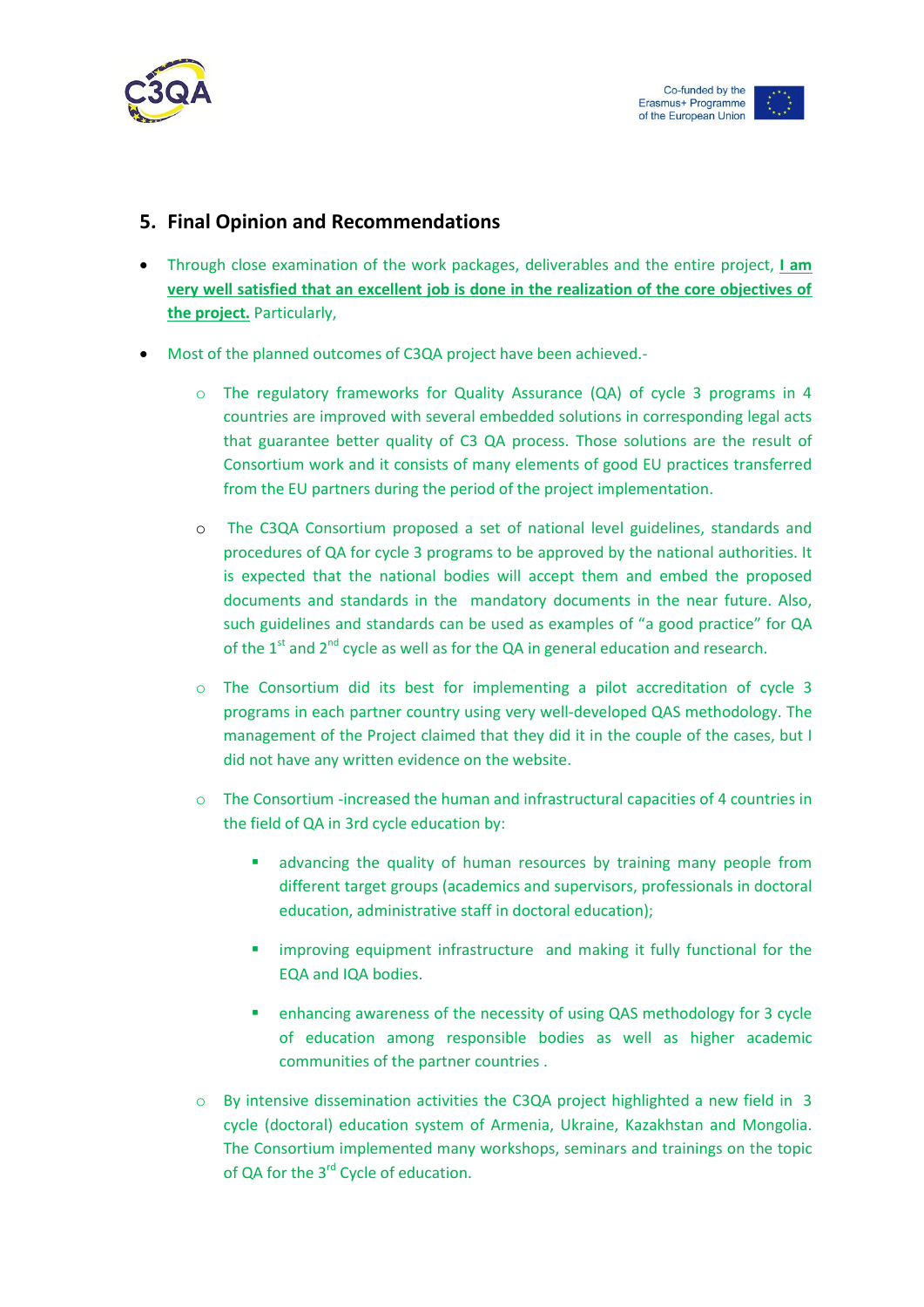## 5. Final Opinion and Recommendations

- Through close examination of the work packages, deliverables and the entire project, **I am very well satisfied that an excellent job is done in the realization of the core objectives of the project.** Particularly,

- Most of the planned outcomes of C3QA project have been achieved.-
  - The regulatory frameworks for Quality Assurance (QA) of cycle 3 programs in 4 countries are improved with several embedded solutions in corresponding legal acts that guarantee better quality of C3 QA process. Those solutions are the result of Consortium work and it consists of many elements of good EU practices transferred from the EU partners during the period of the project implementation.
  - The C3QA Consortium proposed a set of national level guidelines, standards and procedures of QA for cycle 3 programs to be approved by the national authorities. It is expected that the national bodies will accept them and embed the proposed documents and standards in the mandatory documents in the near future. Also, such guidelines and standards can be used as examples of "a good practice" for QA of the 1st and 2nd cycle as well as for the QA in general education and research.
  - The Consortium did its best for implementing a pilot accreditation of cycle 3 programs in each partner country using very well-developed QAS methodology. The management of the Project claimed that they did it in the couple of the cases, but I did not have any written evidence on the website.
  - The Consortium -increased the human and infrastructural capacities of 4 countries in the field of QA in 3rd cycle education by:
    - advancing the quality of human resources by training many people from different target groups (academics and supervisors, professionals in doctoral education, administrative staff in doctoral education);
    - improving equipment infrastructure and making it fully functional for the EQA and IQA bodies.
    - enhancing awareness of the necessity of using QAS methodology for 3 cycle of education among responsible bodies as well as higher academic communities of the partner countries .
  - By intensive dissemination activities the C3QA project highlighted a new field in 3 cycle (doctoral) education system of Armenia, Ukraine, Kazakhstan and Mongolia. The Consortium implemented many workshops, seminars and trainings on the topic of QA for the 3rd Cycle of education.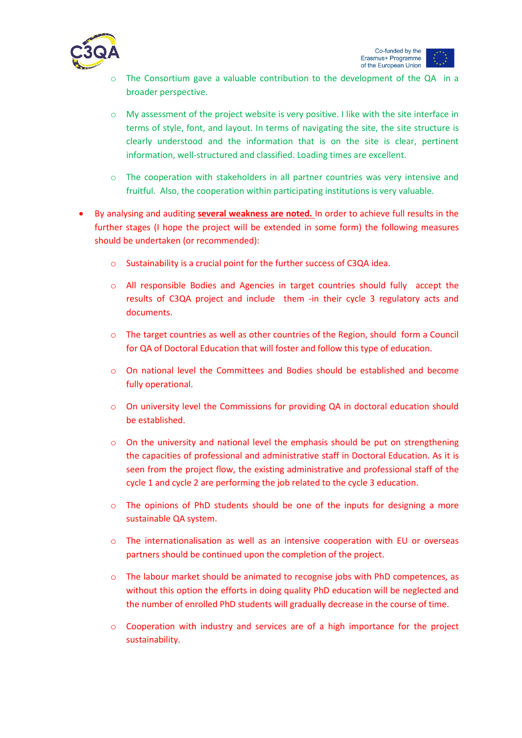- The Consortium gave a valuable contribution to the development of the QA in a broader perspective.
    - My assessment of the project website is very positive. I like with the site interface in terms of style, font, and layout. In terms of navigating the site, the site structure is clearly understood and the information that is on the site is clear, pertinent information, well-structured and classified. Loading times are excellent.
    - The cooperation with stakeholders in all partner countries was very intensive and fruitful. Also, the cooperation within participating institutions is very valuable.

- By analysing and auditing **several weakness are noted.** In order to achieve full results in the further stages (I hope the project will be extended in some form) the following measures should be undertaken (or recommended):
    - Sustainability is a crucial point for the further success of C3QA idea.
    - All responsible Bodies and Agencies in target countries should fully accept the results of C3QA project and include them -in their cycle 3 regulatory acts and documents.
    - The target countries as well as other countries of the Region, should form a Council for QA of Doctoral Education that will foster and follow this type of education.
    - On national level the Committees and Bodies should be established and become fully operational.
    - On university level the Commissions for providing QA in doctoral education should be established.
    - On the university and national level the emphasis should be put on strengthening the capacities of professional and administrative staff in Doctoral Education. As it is seen from the project flow, the existing administrative and professional staff of the cycle 1 and cycle 2 are performing the job related to the cycle 3 education.
    - The opinions of PhD students should be one of the inputs for designing a more sustainable QA system.
    - The internationalisation as well as an intensive cooperation with EU or overseas partners should be continued upon the completion of the project.
    - The labour market should be animated to recognise jobs with PhD competences, as without this option the efforts in doing quality PhD education will be neglected and the number of enrolled PhD students will gradually decrease in the course of time.
    - Cooperation with industry and services are of a high importance for the project sustainability.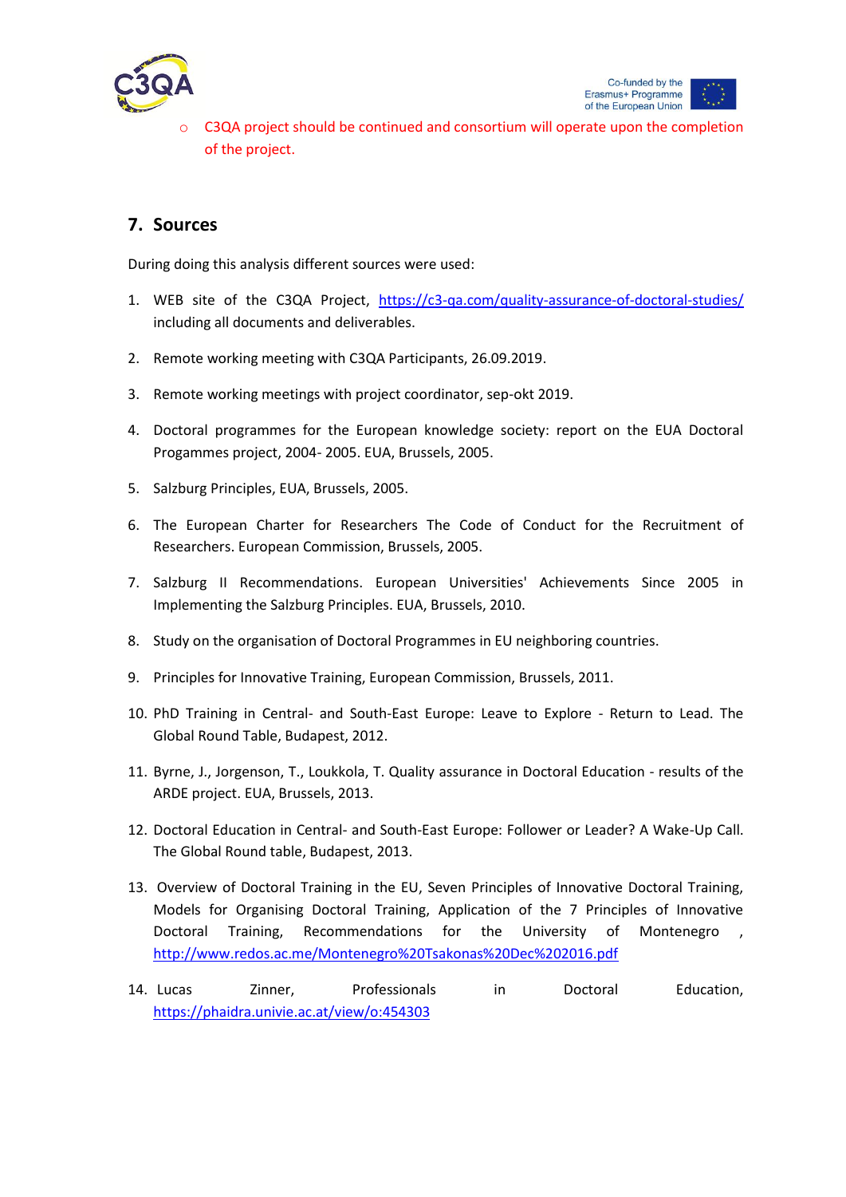- C3QA project should be continued and consortium will operate upon the completion of the project.

## 7. Sources

During doing this analysis different sources were used:

1. WEB site of the C3QA Project, https://c3-qa.com/quality-assurance-of-doctoral-studies/ including all documents and deliverables.
2. Remote working meeting with C3QA Participants, 26.09.2019.
3. Remote working meetings with project coordinator, sep-okt 2019.
4. Doctoral programmes for the European knowledge society: report on the EUA Doctoral Progammes project, 2004- 2005. EUA, Brussels, 2005.
5. Salzburg Principles, EUA, Brussels, 2005.
6. The European Charter for Researchers The Code of Conduct for the Recruitment of Researchers. European Commission, Brussels, 2005.
7. Salzburg II Recommendations. European Universities' Achievements Since 2005 in Implementing the Salzburg Principles. EUA, Brussels, 2010.
8. Study on the organisation of Doctoral Programmes in EU neighboring countries.
9. Principles for Innovative Training, European Commission, Brussels, 2011.
10. PhD Training in Central- and South-East Europe: Leave to Explore - Return to Lead. The Global Round Table, Budapest, 2012.
11. Byrne, J., Jorgenson, T., Loukkola, T. Quality assurance in Doctoral Education - results of the ARDE project. EUA, Brussels, 2013.
12. Doctoral Education in Central- and South-East Europe: Follower or Leader? A Wake-Up Call. The Global Round table, Budapest, 2013.
13. Overview of Doctoral Training in the EU, Seven Principles of Innovative Doctoral Training, Models for Organising Doctoral Training, Application of the 7 Principles of Innovative Doctoral Training, Recommendations for the University of Montenegro , http://www.redos.ac.me/Montenegro%20Tsakonas%20Dec%202016.pdf
14. Lucas Zinner, Professionals in Doctoral Education, https://phaidra.univie.ac.at/view/o:454303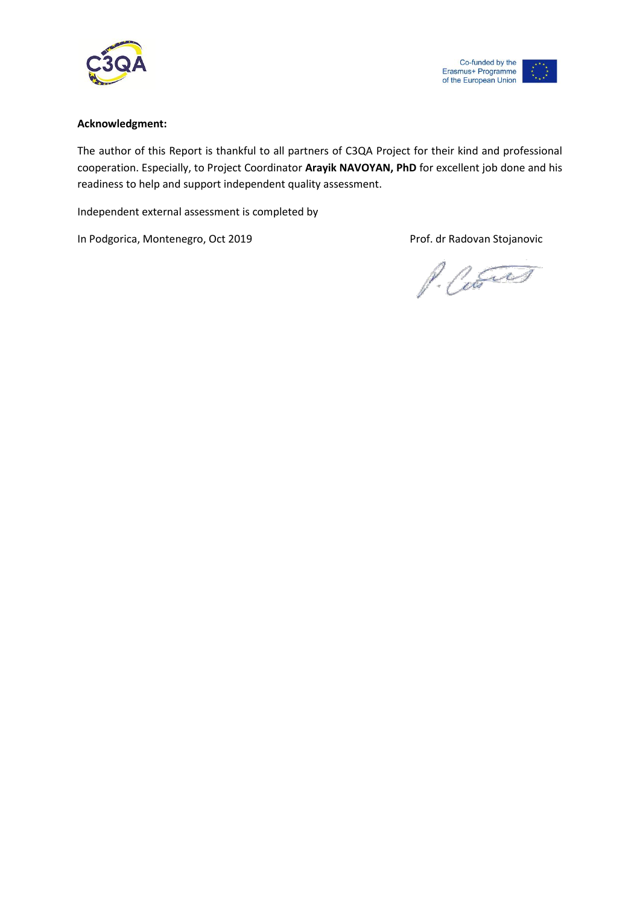**Acknowledgment:**

The author of this Report is thankful to all partners of C3QA Project for their kind and professional cooperation. Especially, to Project Coordinator **Arayik NAVOYAN, PhD** for excellent job done and his readiness to help and support independent quality assessment.

Independent external assessment is completed by

In Podgorica, Montenegro, Oct 2019

Prof. dr Radovan Stojanovic